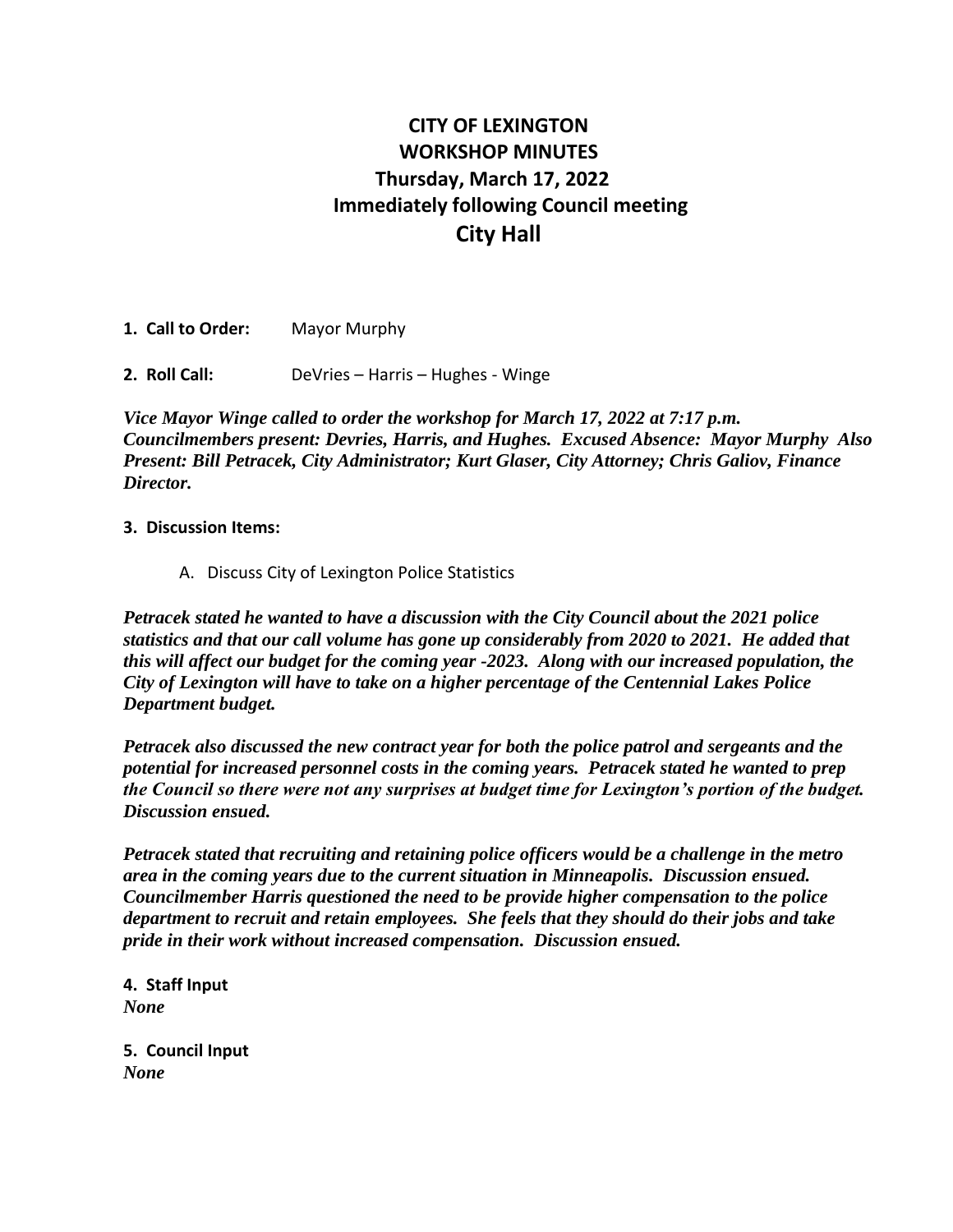# CITY OF LEXINGTON
## WORKSHOP MINUTES
### Thursday, March 17, 2022
### Immediately following Council meeting
### City Hall

**1. Call to Order:** Mayor Murphy

**2. Roll Call:** DeVries – Harris – Hughes - Winge

***Vice Mayor Winge called to order the workshop for March 17, 2022 at 7:17 p.m. Councilmembers present: Devries, Harris, and Hughes. Excused Absence: Mayor Murphy Also Present: Bill Petracek, City Administrator; Kurt Glaser, City Attorney; Chris Galiov, Finance Director.***

**3. Discussion Items:**

A. Discuss City of Lexington Police Statistics

***Petracek stated he wanted to have a discussion with the City Council about the 2021 police statistics and that our call volume has gone up considerably from 2020 to 2021. He added that this will affect our budget for the coming year -2023. Along with our increased population, the City of Lexington will have to take on a higher percentage of the Centennial Lakes Police Department budget.***

***Petracek also discussed the new contract year for both the police patrol and sergeants and the potential for increased personnel costs in the coming years. Petracek stated he wanted to prep the Council so there were not any surprises at budget time for Lexington's portion of the budget. Discussion ensued.***

***Petracek stated that recruiting and retaining police officers would be a challenge in the metro area in the coming years due to the current situation in Minneapolis. Discussion ensued. Councilmember Harris questioned the need to be provide higher compensation to the police department to recruit and retain employees. She feels that they should do their jobs and take pride in their work without increased compensation. Discussion ensued.***

**4. Staff Input**
***None***

**5. Council Input**
***None***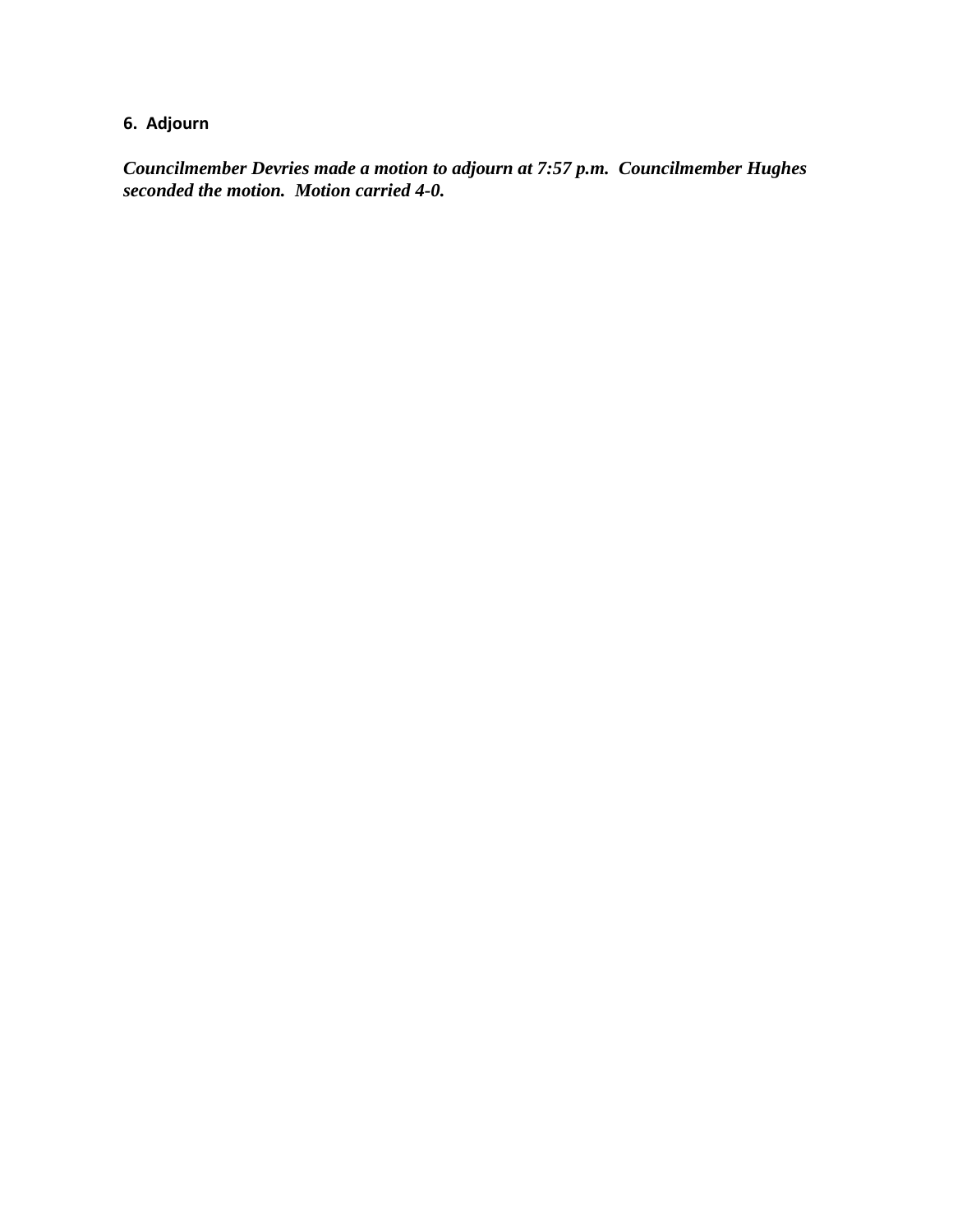**6. Adjourn**

***Councilmember Devries made a motion to adjourn at 7:57 p.m. Councilmember Hughes seconded the motion. Motion carried 4-0.***